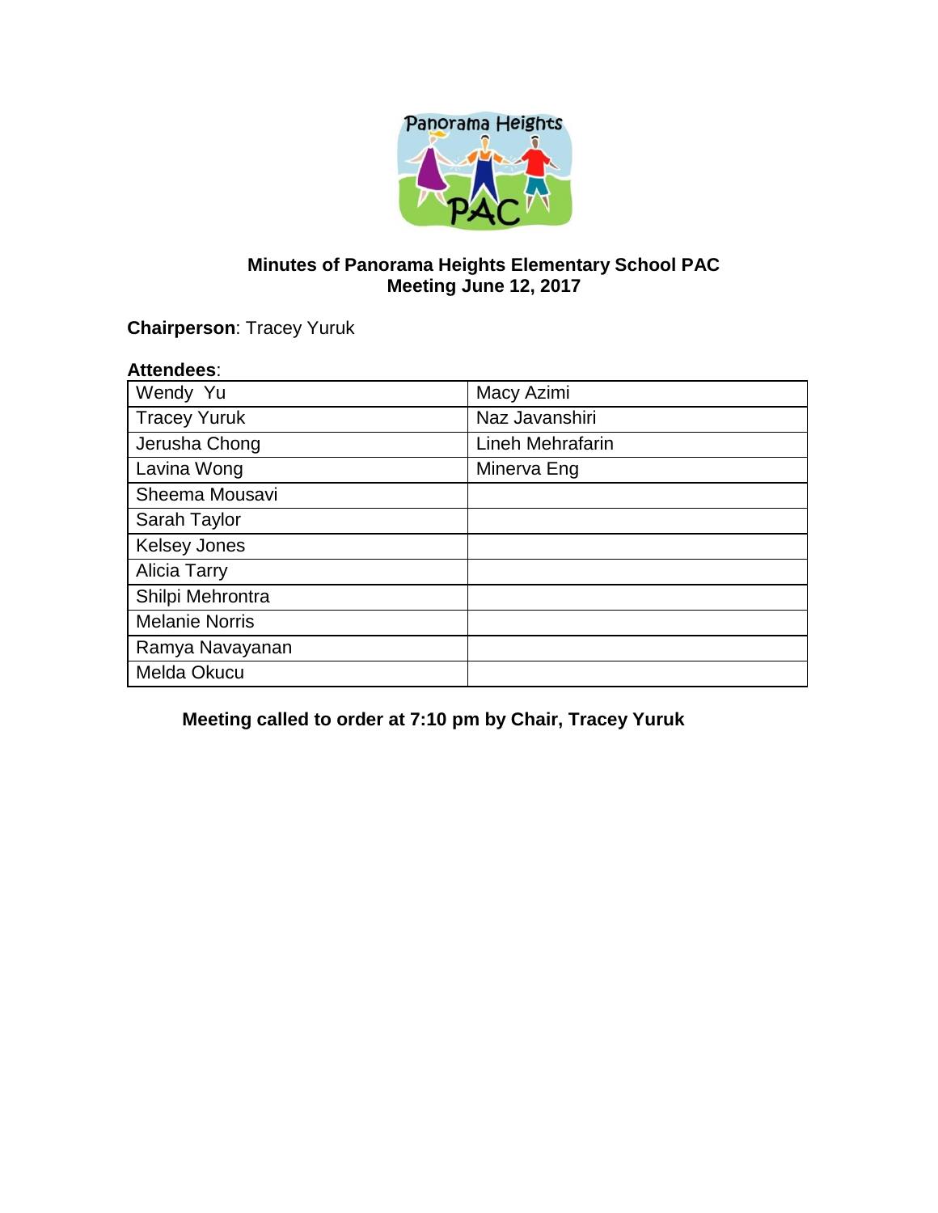# Minutes of Panorama Heights Elementary School PAC
## Meeting June 12, 2017

**Chairperson**: Tracey Yuruk

**Attendees**:

| | |
|---|---|
| Wendy Yu | Macy Azimi |
| Tracey Yuruk | Naz Javanshiri |
| Jerusha Chong | Lineh Mehrafarin |
| Lavina Wong | Minerva Eng |
| Sheema Mousavi | |
| Sarah Taylor | |
| Kelsey Jones | |
| Alicia Tarry | |
| Shilpi Mehrontra | |
| Melanie Norris | |
| Ramya Navayanan | |
| Melda Okucu | |

**Meeting called to order at 7:10 pm by Chair, Tracey Yuruk**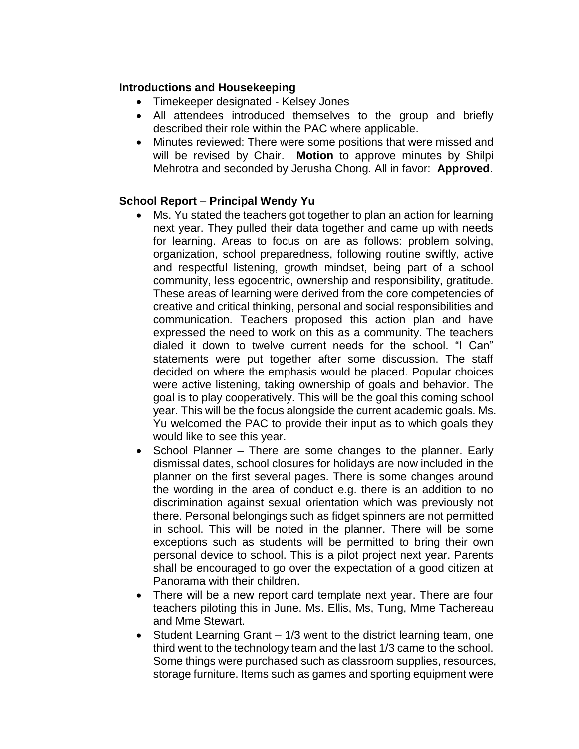**Introductions and Housekeeping**

- Timekeeper designated - Kelsey Jones
- All attendees introduced themselves to the group and briefly described their role within the PAC where applicable.
- Minutes reviewed: There were some positions that were missed and will be revised by Chair. **Motion** to approve minutes by Shilpi Mehrotra and seconded by Jerusha Chong. All in favor: **Approved**.

**School Report** – **Principal Wendy Yu**

- Ms. Yu stated the teachers got together to plan an action for learning next year. They pulled their data together and came up with needs for learning. Areas to focus on are as follows: problem solving, organization, school preparedness, following routine swiftly, active and respectful listening, growth mindset, being part of a school community, less egocentric, ownership and responsibility, gratitude. These areas of learning were derived from the core competencies of creative and critical thinking, personal and social responsibilities and communication. Teachers proposed this action plan and have expressed the need to work on this as a community. The teachers dialed it down to twelve current needs for the school. "I Can" statements were put together after some discussion. The staff decided on where the emphasis would be placed. Popular choices were active listening, taking ownership of goals and behavior. The goal is to play cooperatively. This will be the goal this coming school year. This will be the focus alongside the current academic goals. Ms. Yu welcomed the PAC to provide their input as to which goals they would like to see this year.
- School Planner – There are some changes to the planner. Early dismissal dates, school closures for holidays are now included in the planner on the first several pages. There is some changes around the wording in the area of conduct e.g. there is an addition to no discrimination against sexual orientation which was previously not there. Personal belongings such as fidget spinners are not permitted in school. This will be noted in the planner. There will be some exceptions such as students will be permitted to bring their own personal device to school. This is a pilot project next year. Parents shall be encouraged to go over the expectation of a good citizen at Panorama with their children.
- There will be a new report card template next year. There are four teachers piloting this in June. Ms. Ellis, Ms, Tung, Mme Tachereau and Mme Stewart.
- Student Learning Grant – 1/3 went to the district learning team, one third went to the technology team and the last 1/3 came to the school. Some things were purchased such as classroom supplies, resources, storage furniture. Items such as games and sporting equipment were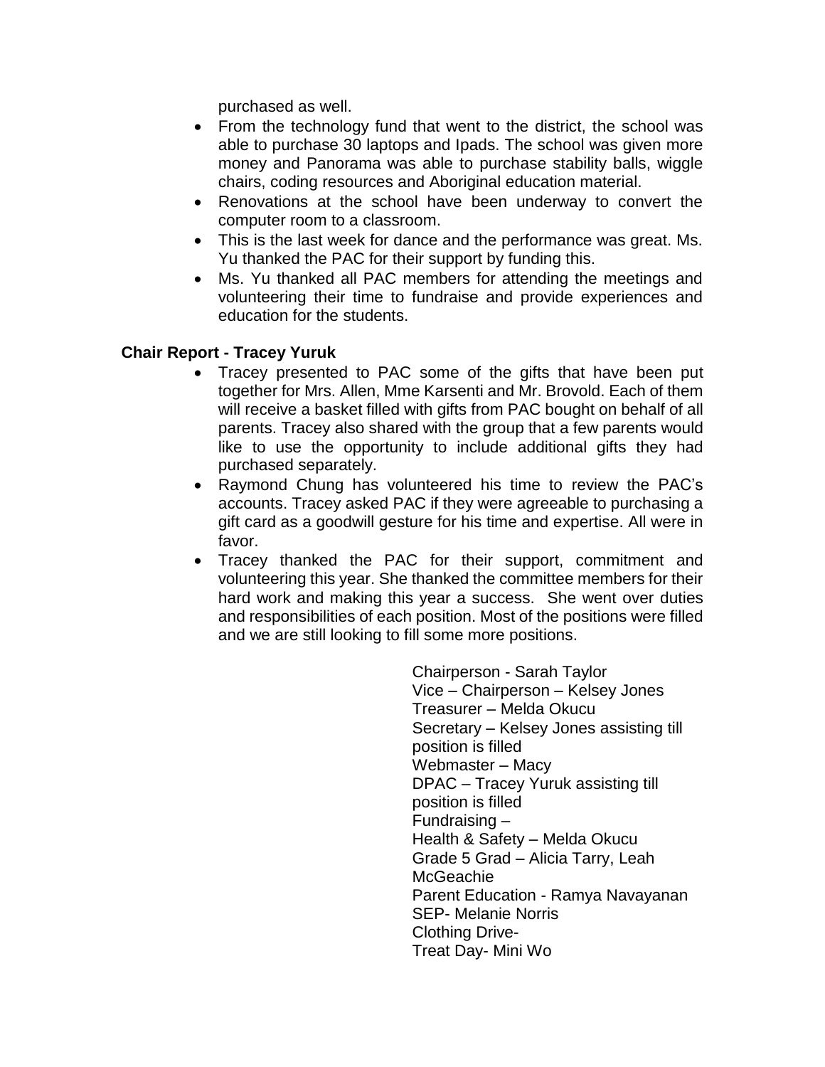purchased as well.

- From the technology fund that went to the district, the school was able to purchase 30 laptops and Ipads. The school was given more money and Panorama was able to purchase stability balls, wiggle chairs, coding resources and Aboriginal education material.
- Renovations at the school have been underway to convert the computer room to a classroom.
- This is the last week for dance and the performance was great. Ms. Yu thanked the PAC for their support by funding this.
- Ms. Yu thanked all PAC members for attending the meetings and volunteering their time to fundraise and provide experiences and education for the students.

**Chair Report - Tracey Yuruk**

- Tracey presented to PAC some of the gifts that have been put together for Mrs. Allen, Mme Karsenti and Mr. Brovold. Each of them will receive a basket filled with gifts from PAC bought on behalf of all parents. Tracey also shared with the group that a few parents would like to use the opportunity to include additional gifts they had purchased separately.
- Raymond Chung has volunteered his time to review the PAC's accounts. Tracey asked PAC if they were agreeable to purchasing a gift card as a goodwill gesture for his time and expertise. All were in favor.
- Tracey thanked the PAC for their support, commitment and volunteering this year. She thanked the committee members for their hard work and making this year a success. She went over duties and responsibilities of each position. Most of the positions were filled and we are still looking to fill some more positions.

Chairperson - Sarah Taylor
Vice – Chairperson – Kelsey Jones
Treasurer – Melda Okucu
Secretary – Kelsey Jones assisting till position is filled
Webmaster – Macy
DPAC – Tracey Yuruk assisting till position is filled
Fundraising –
Health & Safety – Melda Okucu
Grade 5 Grad – Alicia Tarry, Leah McGeachie
Parent Education - Ramya Navayanan
SEP- Melanie Norris
Clothing Drive-
Treat Day- Mini Wo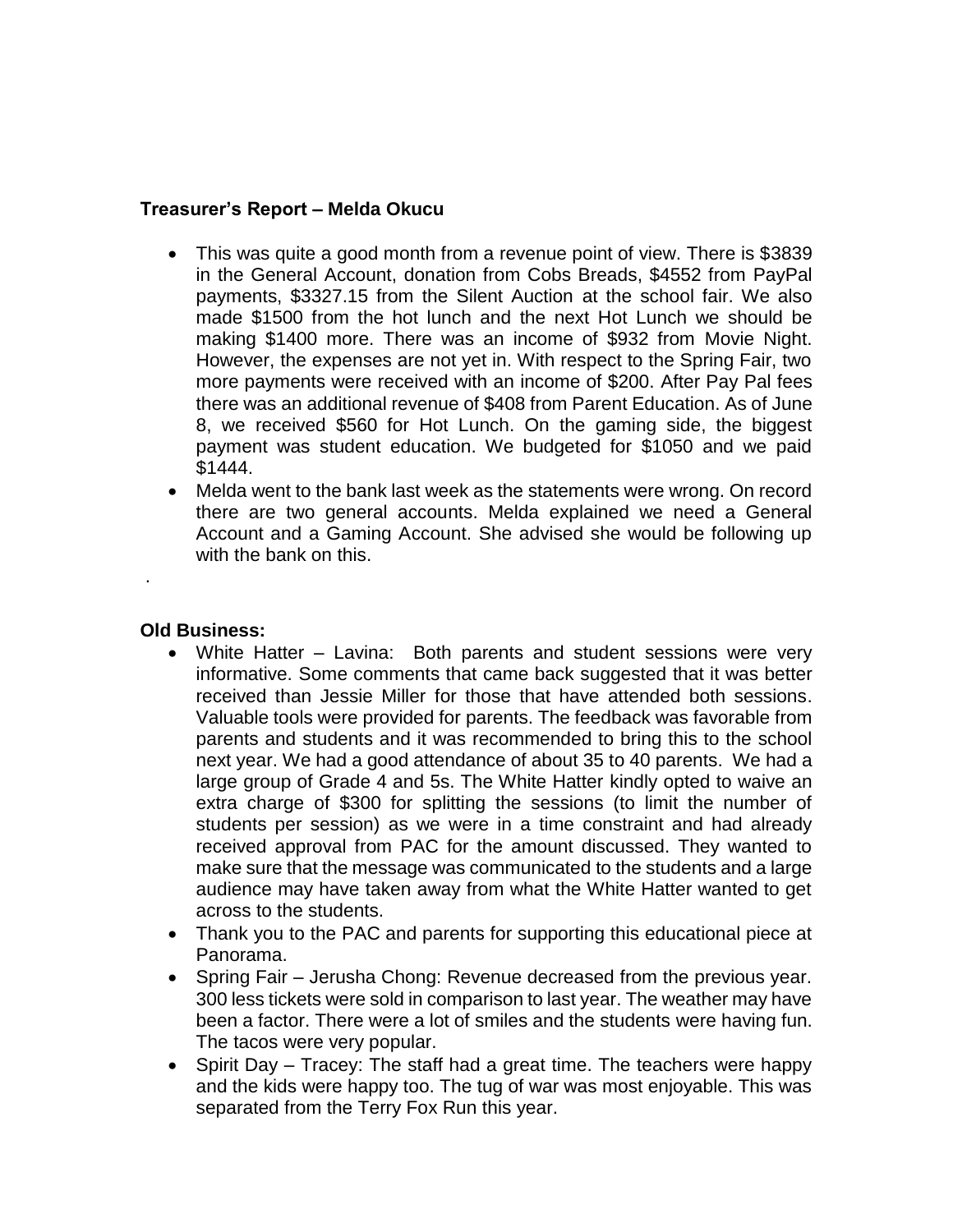**Treasurer's Report – Melda Okucu**

- This was quite a good month from a revenue point of view. There is $3839 in the General Account, donation from Cobs Breads, $4552 from PayPal payments, $3327.15 from the Silent Auction at the school fair. We also made $1500 from the hot lunch and the next Hot Lunch we should be making $1400 more. There was an income of $932 from Movie Night. However, the expenses are not yet in. With respect to the Spring Fair, two more payments were received with an income of $200. After Pay Pal fees there was an additional revenue of $408 from Parent Education. As of June 8, we received $560 for Hot Lunch. On the gaming side, the biggest payment was student education. We budgeted for $1050 and we paid $1444.
- Melda went to the bank last week as the statements were wrong. On record there are two general accounts. Melda explained we need a General Account and a Gaming Account. She advised she would be following up with the bank on this.

.

**Old Business:**

- White Hatter – Lavina: Both parents and student sessions were very informative. Some comments that came back suggested that it was better received than Jessie Miller for those that have attended both sessions. Valuable tools were provided for parents. The feedback was favorable from parents and students and it was recommended to bring this to the school next year. We had a good attendance of about 35 to 40 parents. We had a large group of Grade 4 and 5s. The White Hatter kindly opted to waive an extra charge of $300 for splitting the sessions (to limit the number of students per session) as we were in a time constraint and had already received approval from PAC for the amount discussed. They wanted to make sure that the message was communicated to the students and a large audience may have taken away from what the White Hatter wanted to get across to the students.
- Thank you to the PAC and parents for supporting this educational piece at Panorama.
- Spring Fair – Jerusha Chong: Revenue decreased from the previous year. 300 less tickets were sold in comparison to last year. The weather may have been a factor. There were a lot of smiles and the students were having fun. The tacos were very popular.
- Spirit Day – Tracey: The staff had a great time. The teachers were happy and the kids were happy too. The tug of war was most enjoyable. This was separated from the Terry Fox Run this year.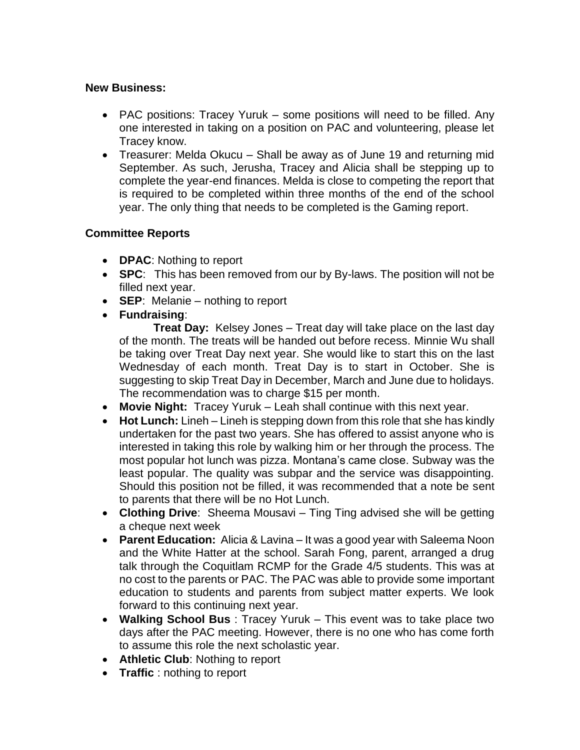**New Business:**

- PAC positions: Tracey Yuruk – some positions will need to be filled. Any one interested in taking on a position on PAC and volunteering, please let Tracey know.
- Treasurer: Melda Okucu – Shall be away as of June 19 and returning mid September. As such, Jerusha, Tracey and Alicia shall be stepping up to complete the year-end finances. Melda is close to competing the report that is required to be completed within three months of the end of the school year. The only thing that needs to be completed is the Gaming report.

**Committee Reports**

- **DPAC**: Nothing to report
- **SPC**: This has been removed from our by By-laws. The position will not be filled next year.
- **SEP**: Melanie – nothing to report
- **Fundraising**:

  **Treat Day:** Kelsey Jones – Treat day will take place on the last day of the month. The treats will be handed out before recess. Minnie Wu shall be taking over Treat Day next year. She would like to start this on the last Wednesday of each month. Treat Day is to start in October. She is suggesting to skip Treat Day in December, March and June due to holidays. The recommendation was to charge $15 per month.
- **Movie Night:** Tracey Yuruk – Leah shall continue with this next year.
- **Hot Lunch:** Lineh – Lineh is stepping down from this role that she has kindly undertaken for the past two years. She has offered to assist anyone who is interested in taking this role by walking him or her through the process. The most popular hot lunch was pizza. Montana's came close. Subway was the least popular. The quality was subpar and the service was disappointing. Should this position not be filled, it was recommended that a note be sent to parents that there will be no Hot Lunch.
- **Clothing Drive**: Sheema Mousavi – Ting Ting advised she will be getting a cheque next week
- **Parent Education:** Alicia & Lavina – It was a good year with Saleema Noon and the White Hatter at the school. Sarah Fong, parent, arranged a drug talk through the Coquitlam RCMP for the Grade 4/5 students. This was at no cost to the parents or PAC. The PAC was able to provide some important education to students and parents from subject matter experts. We look forward to this continuing next year.
- **Walking School Bus** : Tracey Yuruk – This event was to take place two days after the PAC meeting. However, there is no one who has come forth to assume this role the next scholastic year.
- **Athletic Club**: Nothing to report
- **Traffic** : nothing to report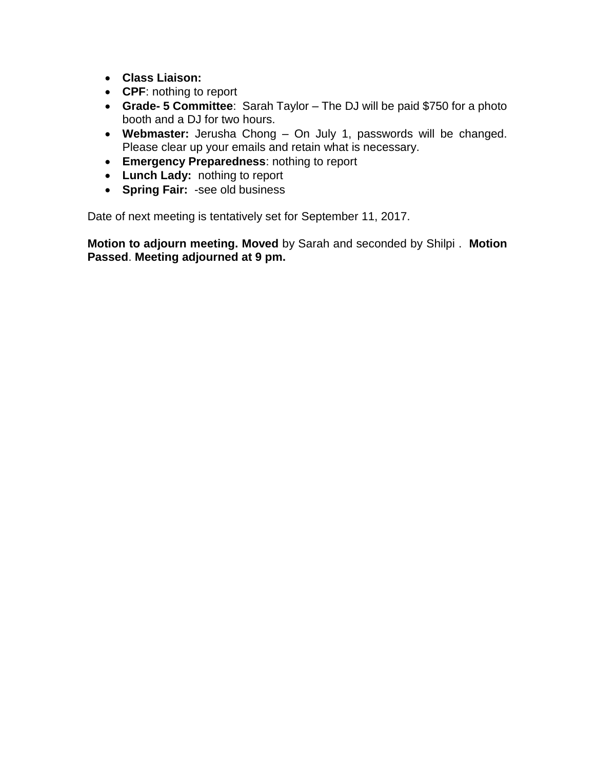- **Class Liaison:**
- **CPF**: nothing to report
- **Grade- 5 Committee**: Sarah Taylor – The DJ will be paid $750 for a photo booth and a DJ for two hours.
- **Webmaster:** Jerusha Chong – On July 1, passwords will be changed. Please clear up your emails and retain what is necessary.
- **Emergency Preparedness**: nothing to report
- **Lunch Lady:** nothing to report
- **Spring Fair:** -see old business

Date of next meeting is tentatively set for September 11, 2017.

**Motion to adjourn meeting. Moved** by Sarah and seconded by Shilpi . **Motion Passed**. **Meeting adjourned at 9 pm.**